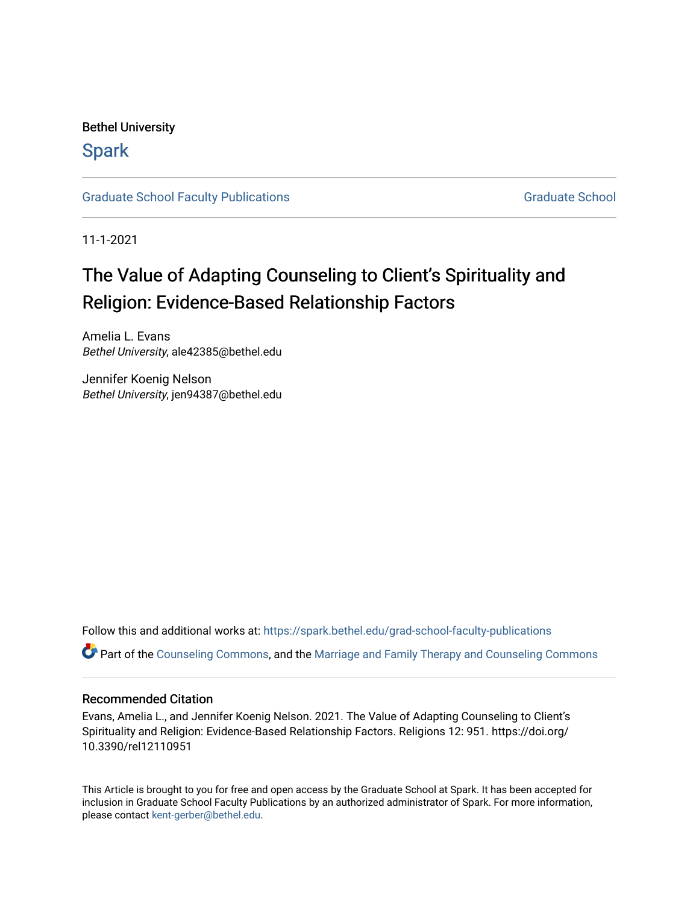Bethel University

## Spark

Graduate School Faculty Publications

Graduate School

11-1-2021

# The Value of Adapting Counseling to Client's Spirituality and Religion: Evidence-Based Relationship Factors

Amelia L. Evans
*Bethel University*, ale42385@bethel.edu

Jennifer Koenig Nelson
*Bethel University*, jen94387@bethel.edu

Follow this and additional works at: https://spark.bethel.edu/grad-school-faculty-publications

Part of the Counseling Commons, and the Marriage and Family Therapy and Counseling Commons

### Recommended Citation

Evans, Amelia L., and Jennifer Koenig Nelson. 2021. The Value of Adapting Counseling to Client's Spirituality and Religion: Evidence-Based Relationship Factors. Religions 12: 951. https://doi.org/10.3390/rel12110951

This Article is brought to you for free and open access by the Graduate School at Spark. It has been accepted for inclusion in Graduate School Faculty Publications by an authorized administrator of Spark. For more information, please contact kent-gerber@bethel.edu.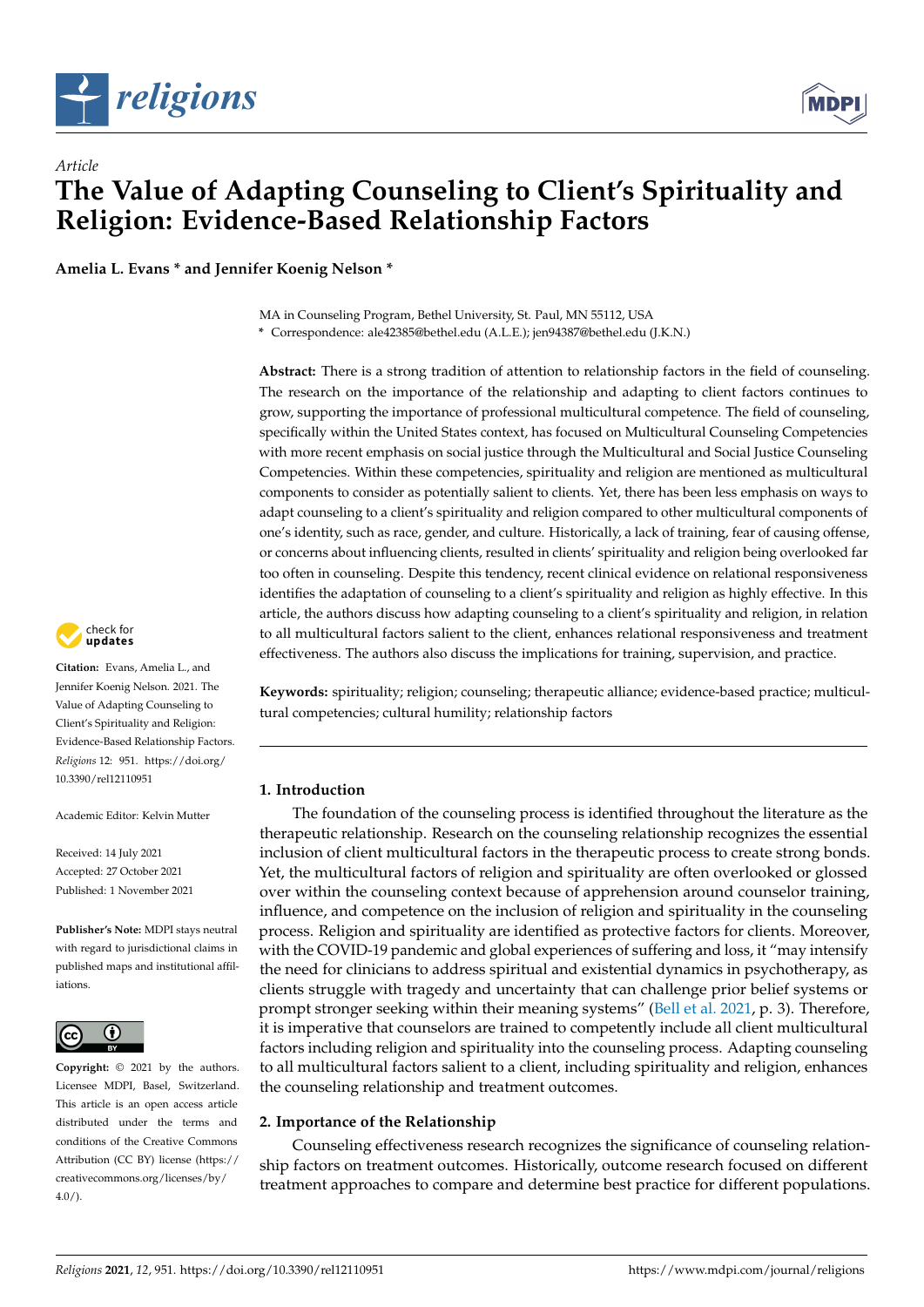Article

# The Value of Adapting Counseling to Client's Spirituality and Religion: Evidence-Based Relationship Factors

**Amelia L. Evans * and Jennifer Koenig Nelson ***

MA in Counseling Program, Bethel University, St. Paul, MN 55112, USA
\* Correspondence: ale42385@bethel.edu (A.L.E.); jen94387@bethel.edu (J.K.N.)

**Abstract:** There is a strong tradition of attention to relationship factors in the field of counseling. The research on the importance of the relationship and adapting to client factors continues to grow, supporting the importance of professional multicultural competence. The field of counseling, specifically within the United States context, has focused on Multicultural Counseling Competencies with more recent emphasis on social justice through the Multicultural and Social Justice Counseling Competencies. Within these competencies, spirituality and religion are mentioned as multicultural components to consider as potentially salient to clients. Yet, there has been less emphasis on ways to adapt counseling to a client's spirituality and religion compared to other multicultural components of one's identity, such as race, gender, and culture. Historically, a lack of training, fear of causing offense, or concerns about influencing clients, resulted in clients' spirituality and religion being overlooked far too often in counseling. Despite this tendency, recent clinical evidence on relational responsiveness identifies the adaptation of counseling to a client's spirituality and religion as highly effective. In this article, the authors discuss how adapting counseling to a client's spirituality and religion, in relation to all multicultural factors salient to the client, enhances relational responsiveness and treatment effectiveness. The authors also discuss the implications for training, supervision, and practice.

**Keywords:** spirituality; religion; counseling; therapeutic alliance; evidence-based practice; multicultural competencies; cultural humility; relationship factors

**Citation:** Evans, Amelia L., and Jennifer Koenig Nelson. 2021. The Value of Adapting Counseling to Client's Spirituality and Religion: Evidence-Based Relationship Factors. *Religions* 12: 951. https://doi.org/10.3390/rel12110951

Academic Editor: Kelvin Mutter

Received: 14 July 2021
Accepted: 27 October 2021
Published: 1 November 2021

**Publisher's Note:** MDPI stays neutral with regard to jurisdictional claims in published maps and institutional affiliations.

**Copyright:** © 2021 by the authors. Licensee MDPI, Basel, Switzerland. This article is an open access article distributed under the terms and conditions of the Creative Commons Attribution (CC BY) license (https://creativecommons.org/licenses/by/4.0/).

## 1. Introduction

The foundation of the counseling process is identified throughout the literature as the therapeutic relationship. Research on the counseling relationship recognizes the essential inclusion of client multicultural factors in the therapeutic process to create strong bonds. Yet, the multicultural factors of religion and spirituality are often overlooked or glossed over within the counseling context because of apprehension around counselor training, influence, and competence on the inclusion of religion and spirituality in the counseling process. Religion and spirituality are identified as protective factors for clients. Moreover, with the COVID-19 pandemic and global experiences of suffering and loss, it "may intensify the need for clinicians to address spiritual and existential dynamics in psychotherapy, as clients struggle with tragedy and uncertainty that can challenge prior belief systems or prompt stronger seeking within their meaning systems" (Bell et al. 2021, p. 3). Therefore, it is imperative that counselors are trained to competently include all client multicultural factors including religion and spirituality into the counseling process. Adapting counseling to all multicultural factors salient to a client, including spirituality and religion, enhances the counseling relationship and treatment outcomes.

## 2. Importance of the Relationship

Counseling effectiveness research recognizes the significance of counseling relationship factors on treatment outcomes. Historically, outcome research focused on different treatment approaches to compare and determine best practice for different populations.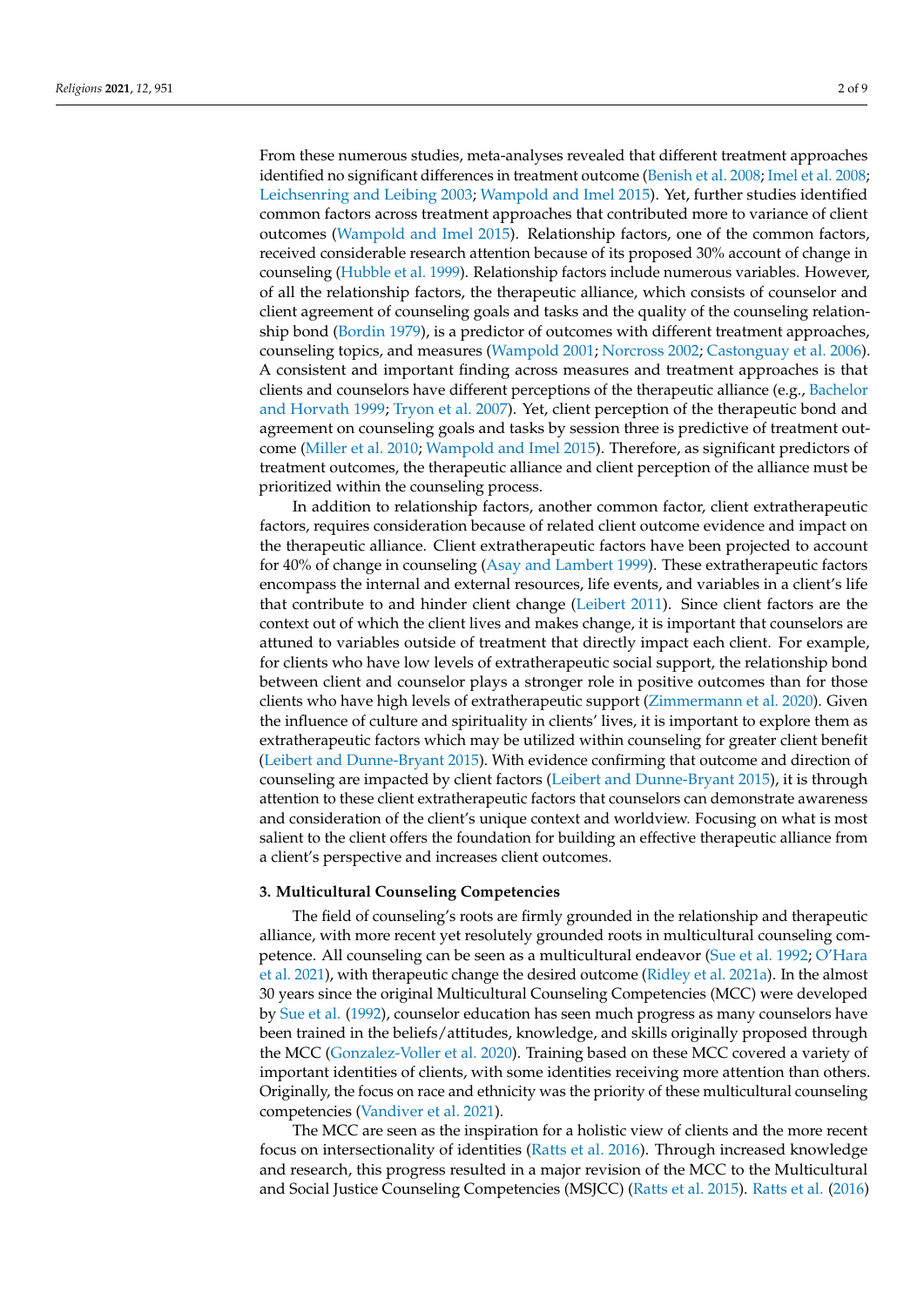From these numerous studies, meta-analyses revealed that different treatment approaches identified no significant differences in treatment outcome (Benish et al. 2008; Imel et al. 2008; Leichsenring and Leibing 2003; Wampold and Imel 2015). Yet, further studies identified common factors across treatment approaches that contributed more to variance of client outcomes (Wampold and Imel 2015). Relationship factors, one of the common factors, received considerable research attention because of its proposed 30% account of change in counseling (Hubble et al. 1999). Relationship factors include numerous variables. However, of all the relationship factors, the therapeutic alliance, which consists of counselor and client agreement of counseling goals and tasks and the quality of the counseling relationship bond (Bordin 1979), is a predictor of outcomes with different treatment approaches, counseling topics, and measures (Wampold 2001; Norcross 2002; Castonguay et al. 2006). A consistent and important finding across measures and treatment approaches is that clients and counselors have different perceptions of the therapeutic alliance (e.g., Bachelor and Horvath 1999; Tryon et al. 2007). Yet, client perception of the therapeutic bond and agreement on counseling goals and tasks by session three is predictive of treatment outcome (Miller et al. 2010; Wampold and Imel 2015). Therefore, as significant predictors of treatment outcomes, the therapeutic alliance and client perception of the alliance must be prioritized within the counseling process.

In addition to relationship factors, another common factor, client extratherapeutic factors, requires consideration because of related client outcome evidence and impact on the therapeutic alliance. Client extratherapeutic factors have been projected to account for 40% of change in counseling (Asay and Lambert 1999). These extratherapeutic factors encompass the internal and external resources, life events, and variables in a client's life that contribute to and hinder client change (Leibert 2011). Since client factors are the context out of which the client lives and makes change, it is important that counselors are attuned to variables outside of treatment that directly impact each client. For example, for clients who have low levels of extratherapeutic social support, the relationship bond between client and counselor plays a stronger role in positive outcomes than for those clients who have high levels of extratherapeutic support (Zimmermann et al. 2020). Given the influence of culture and spirituality in clients' lives, it is important to explore them as extratherapeutic factors which may be utilized within counseling for greater client benefit (Leibert and Dunne-Bryant 2015). With evidence confirming that outcome and direction of counseling are impacted by client factors (Leibert and Dunne-Bryant 2015), it is through attention to these client extratherapeutic factors that counselors can demonstrate awareness and consideration of the client's unique context and worldview. Focusing on what is most salient to the client offers the foundation for building an effective therapeutic alliance from a client's perspective and increases client outcomes.

## 3. Multicultural Counseling Competencies

The field of counseling's roots are firmly grounded in the relationship and therapeutic alliance, with more recent yet resolutely grounded roots in multicultural counseling competence. All counseling can be seen as a multicultural endeavor (Sue et al. 1992; O'Hara et al. 2021), with therapeutic change the desired outcome (Ridley et al. 2021a). In the almost 30 years since the original Multicultural Counseling Competencies (MCC) were developed by Sue et al. (1992), counselor education has seen much progress as many counselors have been trained in the beliefs/attitudes, knowledge, and skills originally proposed through the MCC (Gonzalez-Voller et al. 2020). Training based on these MCC covered a variety of important identities of clients, with some identities receiving more attention than others. Originally, the focus on race and ethnicity was the priority of these multicultural counseling competencies (Vandiver et al. 2021).

The MCC are seen as the inspiration for a holistic view of clients and the more recent focus on intersectionality of identities (Ratts et al. 2016). Through increased knowledge and research, this progress resulted in a major revision of the MCC to the Multicultural and Social Justice Counseling Competencies (MSJCC) (Ratts et al. 2015). Ratts et al. (2016)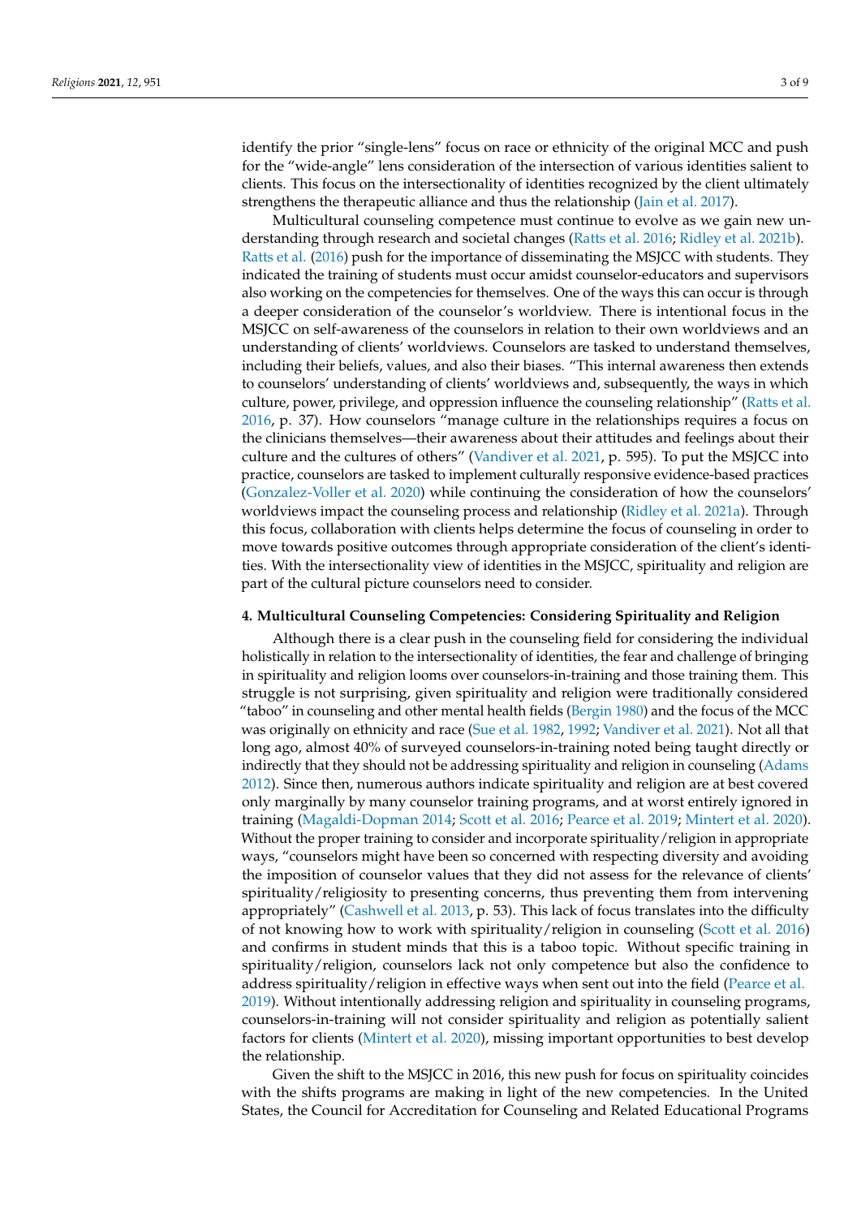identify the prior "single-lens" focus on race or ethnicity of the original MCC and push for the "wide-angle" lens consideration of the intersection of various identities salient to clients. This focus on the intersectionality of identities recognized by the client ultimately strengthens the therapeutic alliance and thus the relationship (Jain et al. 2017).

Multicultural counseling competence must continue to evolve as we gain new understanding through research and societal changes (Ratts et al. 2016; Ridley et al. 2021b). Ratts et al. (2016) push for the importance of disseminating the MSJCC with students. They indicated the training of students must occur amidst counselor-educators and supervisors also working on the competencies for themselves. One of the ways this can occur is through a deeper consideration of the counselor's worldview. There is intentional focus in the MSJCC on self-awareness of the counselors in relation to their own worldviews and an understanding of clients' worldviews. Counselors are tasked to understand themselves, including their beliefs, values, and also their biases. "This internal awareness then extends to counselors' understanding of clients' worldviews and, subsequently, the ways in which culture, power, privilege, and oppression influence the counseling relationship" (Ratts et al. 2016, p. 37). How counselors "manage culture in the relationships requires a focus on the clinicians themselves—their awareness about their attitudes and feelings about their culture and the cultures of others" (Vandiver et al. 2021, p. 595). To put the MSJCC into practice, counselors are tasked to implement culturally responsive evidence-based practices (Gonzalez-Voller et al. 2020) while continuing the consideration of how the counselors' worldviews impact the counseling process and relationship (Ridley et al. 2021a). Through this focus, collaboration with clients helps determine the focus of counseling in order to move towards positive outcomes through appropriate consideration of the client's identities. With the intersectionality view of identities in the MSJCC, spirituality and religion are part of the cultural picture counselors need to consider.

## 4. Multicultural Counseling Competencies: Considering Spirituality and Religion

Although there is a clear push in the counseling field for considering the individual holistically in relation to the intersectionality of identities, the fear and challenge of bringing in spirituality and religion looms over counselors-in-training and those training them. This struggle is not surprising, given spirituality and religion were traditionally considered "taboo" in counseling and other mental health fields (Bergin 1980) and the focus of the MCC was originally on ethnicity and race (Sue et al. 1982, 1992; Vandiver et al. 2021). Not all that long ago, almost 40% of surveyed counselors-in-training noted being taught directly or indirectly that they should not be addressing spirituality and religion in counseling (Adams 2012). Since then, numerous authors indicate spirituality and religion are at best covered only marginally by many counselor training programs, and at worst entirely ignored in training (Magaldi-Dopman 2014; Scott et al. 2016; Pearce et al. 2019; Mintert et al. 2020). Without the proper training to consider and incorporate spirituality/religion in appropriate ways, "counselors might have been so concerned with respecting diversity and avoiding the imposition of counselor values that they did not assess for the relevance of clients' spirituality/religiosity to presenting concerns, thus preventing them from intervening appropriately" (Cashwell et al. 2013, p. 53). This lack of focus translates into the difficulty of not knowing how to work with spirituality/religion in counseling (Scott et al. 2016) and confirms in student minds that this is a taboo topic. Without specific training in spirituality/religion, counselors lack not only competence but also the confidence to address spirituality/religion in effective ways when sent out into the field (Pearce et al. 2019). Without intentionally addressing religion and spirituality in counseling programs, counselors-in-training will not consider spirituality and religion as potentially salient factors for clients (Mintert et al. 2020), missing important opportunities to best develop the relationship.

Given the shift to the MSJCC in 2016, this new push for focus on spirituality coincides with the shifts programs are making in light of the new competencies. In the United States, the Council for Accreditation for Counseling and Related Educational Programs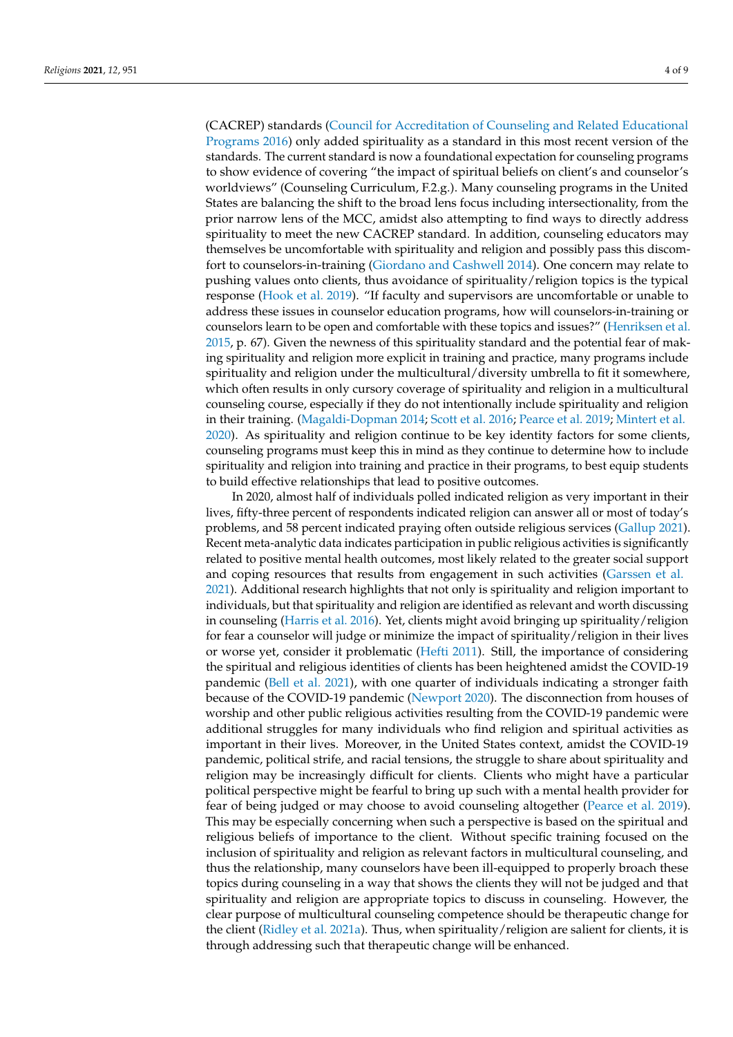(CACREP) standards (Council for Accreditation of Counseling and Related Educational Programs 2016) only added spirituality as a standard in this most recent version of the standards. The current standard is now a foundational expectation for counseling programs to show evidence of covering "the impact of spiritual beliefs on client's and counselor's worldviews" (Counseling Curriculum, F.2.g.). Many counseling programs in the United States are balancing the shift to the broad lens focus including intersectionality, from the prior narrow lens of the MCC, amidst also attempting to find ways to directly address spirituality to meet the new CACREP standard. In addition, counseling educators may themselves be uncomfortable with spirituality and religion and possibly pass this discomfort to counselors-in-training (Giordano and Cashwell 2014). One concern may relate to pushing values onto clients, thus avoidance of spirituality/religion topics is the typical response (Hook et al. 2019). "If faculty and supervisors are uncomfortable or unable to address these issues in counselor education programs, how will counselors-in-training or counselors learn to be open and comfortable with these topics and issues?" (Henriksen et al. 2015, p. 67). Given the newness of this spirituality standard and the potential fear of making spirituality and religion more explicit in training and practice, many programs include spirituality and religion under the multicultural/diversity umbrella to fit it somewhere, which often results in only cursory coverage of spirituality and religion in a multicultural counseling course, especially if they do not intentionally include spirituality and religion in their training. (Magaldi-Dopman 2014; Scott et al. 2016; Pearce et al. 2019; Mintert et al. 2020). As spirituality and religion continue to be key identity factors for some clients, counseling programs must keep this in mind as they continue to determine how to include spirituality and religion into training and practice in their programs, to best equip students to build effective relationships that lead to positive outcomes.

In 2020, almost half of individuals polled indicated religion as very important in their lives, fifty-three percent of respondents indicated religion can answer all or most of today's problems, and 58 percent indicated praying often outside religious services (Gallup 2021). Recent meta-analytic data indicates participation in public religious activities is significantly related to positive mental health outcomes, most likely related to the greater social support and coping resources that results from engagement in such activities (Garssen et al. 2021). Additional research highlights that not only is spirituality and religion important to individuals, but that spirituality and religion are identified as relevant and worth discussing in counseling (Harris et al. 2016). Yet, clients might avoid bringing up spirituality/religion for fear a counselor will judge or minimize the impact of spirituality/religion in their lives or worse yet, consider it problematic (Hefti 2011). Still, the importance of considering the spiritual and religious identities of clients has been heightened amidst the COVID-19 pandemic (Bell et al. 2021), with one quarter of individuals indicating a stronger faith because of the COVID-19 pandemic (Newport 2020). The disconnection from houses of worship and other public religious activities resulting from the COVID-19 pandemic were additional struggles for many individuals who find religion and spiritual activities as important in their lives. Moreover, in the United States context, amidst the COVID-19 pandemic, political strife, and racial tensions, the struggle to share about spirituality and religion may be increasingly difficult for clients. Clients who might have a particular political perspective might be fearful to bring up such with a mental health provider for fear of being judged or may choose to avoid counseling altogether (Pearce et al. 2019). This may be especially concerning when such a perspective is based on the spiritual and religious beliefs of importance to the client. Without specific training focused on the inclusion of spirituality and religion as relevant factors in multicultural counseling, and thus the relationship, many counselors have been ill-equipped to properly broach these topics during counseling in a way that shows the clients they will not be judged and that spirituality and religion are appropriate topics to discuss in counseling. However, the clear purpose of multicultural counseling competence should be therapeutic change for the client (Ridley et al. 2021a). Thus, when spirituality/religion are salient for clients, it is through addressing such that therapeutic change will be enhanced.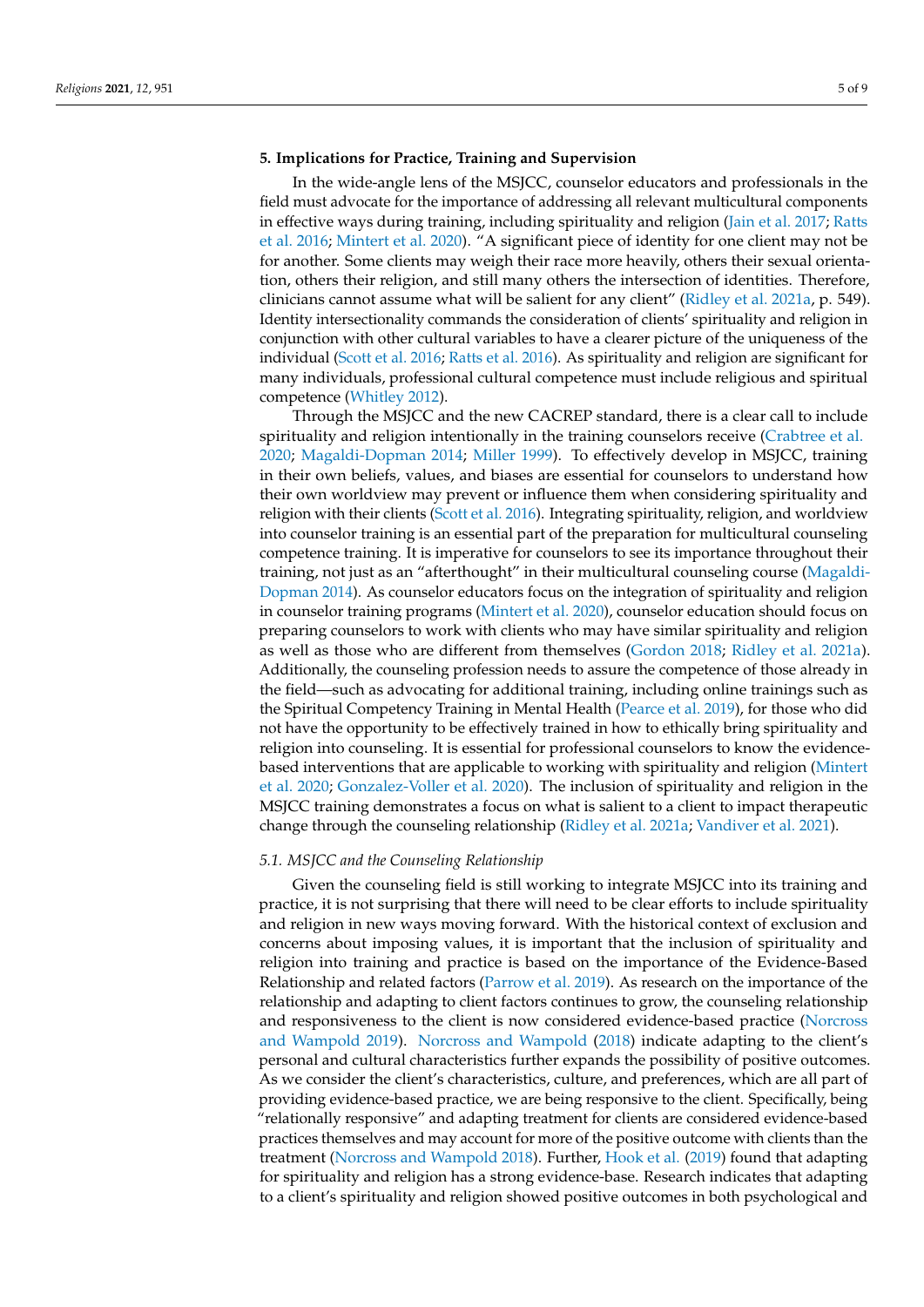## 5. Implications for Practice, Training and Supervision

In the wide-angle lens of the MSJCC, counselor educators and professionals in the field must advocate for the importance of addressing all relevant multicultural components in effective ways during training, including spirituality and religion (Jain et al. 2017; Ratts et al. 2016; Mintert et al. 2020). "A significant piece of identity for one client may not be for another. Some clients may weigh their race more heavily, others their sexual orientation, others their religion, and still many others the intersection of identities. Therefore, clinicians cannot assume what will be salient for any client" (Ridley et al. 2021a, p. 549). Identity intersectionality commands the consideration of clients' spirituality and religion in conjunction with other cultural variables to have a clearer picture of the uniqueness of the individual (Scott et al. 2016; Ratts et al. 2016). As spirituality and religion are significant for many individuals, professional cultural competence must include religious and spiritual competence (Whitley 2012).

Through the MSJCC and the new CACREP standard, there is a clear call to include spirituality and religion intentionally in the training counselors receive (Crabtree et al. 2020; Magaldi-Dopman 2014; Miller 1999). To effectively develop in MSJCC, training in their own beliefs, values, and biases are essential for counselors to understand how their own worldview may prevent or influence them when considering spirituality and religion with their clients (Scott et al. 2016). Integrating spirituality, religion, and worldview into counselor training is an essential part of the preparation for multicultural counseling competence training. It is imperative for counselors to see its importance throughout their training, not just as an "afterthought" in their multicultural counseling course (Magaldi-Dopman 2014). As counselor educators focus on the integration of spirituality and religion in counselor training programs (Mintert et al. 2020), counselor education should focus on preparing counselors to work with clients who may have similar spirituality and religion as well as those who are different from themselves (Gordon 2018; Ridley et al. 2021a). Additionally, the counseling profession needs to assure the competence of those already in the field—such as advocating for additional training, including online trainings such as the Spiritual Competency Training in Mental Health (Pearce et al. 2019), for those who did not have the opportunity to be effectively trained in how to ethically bring spirituality and religion into counseling. It is essential for professional counselors to know the evidence-based interventions that are applicable to working with spirituality and religion (Mintert et al. 2020; Gonzalez-Voller et al. 2020). The inclusion of spirituality and religion in the MSJCC training demonstrates a focus on what is salient to a client to impact therapeutic change through the counseling relationship (Ridley et al. 2021a; Vandiver et al. 2021).

### *5.1. MSJCC and the Counseling Relationship*

Given the counseling field is still working to integrate MSJCC into its training and practice, it is not surprising that there will need to be clear efforts to include spirituality and religion in new ways moving forward. With the historical context of exclusion and concerns about imposing values, it is important that the inclusion of spirituality and religion into training and practice is based on the importance of the Evidence-Based Relationship and related factors (Parrow et al. 2019). As research on the importance of the relationship and adapting to client factors continues to grow, the counseling relationship and responsiveness to the client is now considered evidence-based practice (Norcross and Wampold 2019). Norcross and Wampold (2018) indicate adapting to the client's personal and cultural characteristics further expands the possibility of positive outcomes. As we consider the client's characteristics, culture, and preferences, which are all part of providing evidence-based practice, we are being responsive to the client. Specifically, being "relationally responsive" and adapting treatment for clients are considered evidence-based practices themselves and may account for more of the positive outcome with clients than the treatment (Norcross and Wampold 2018). Further, Hook et al. (2019) found that adapting for spirituality and religion has a strong evidence-base. Research indicates that adapting to a client's spirituality and religion showed positive outcomes in both psychological and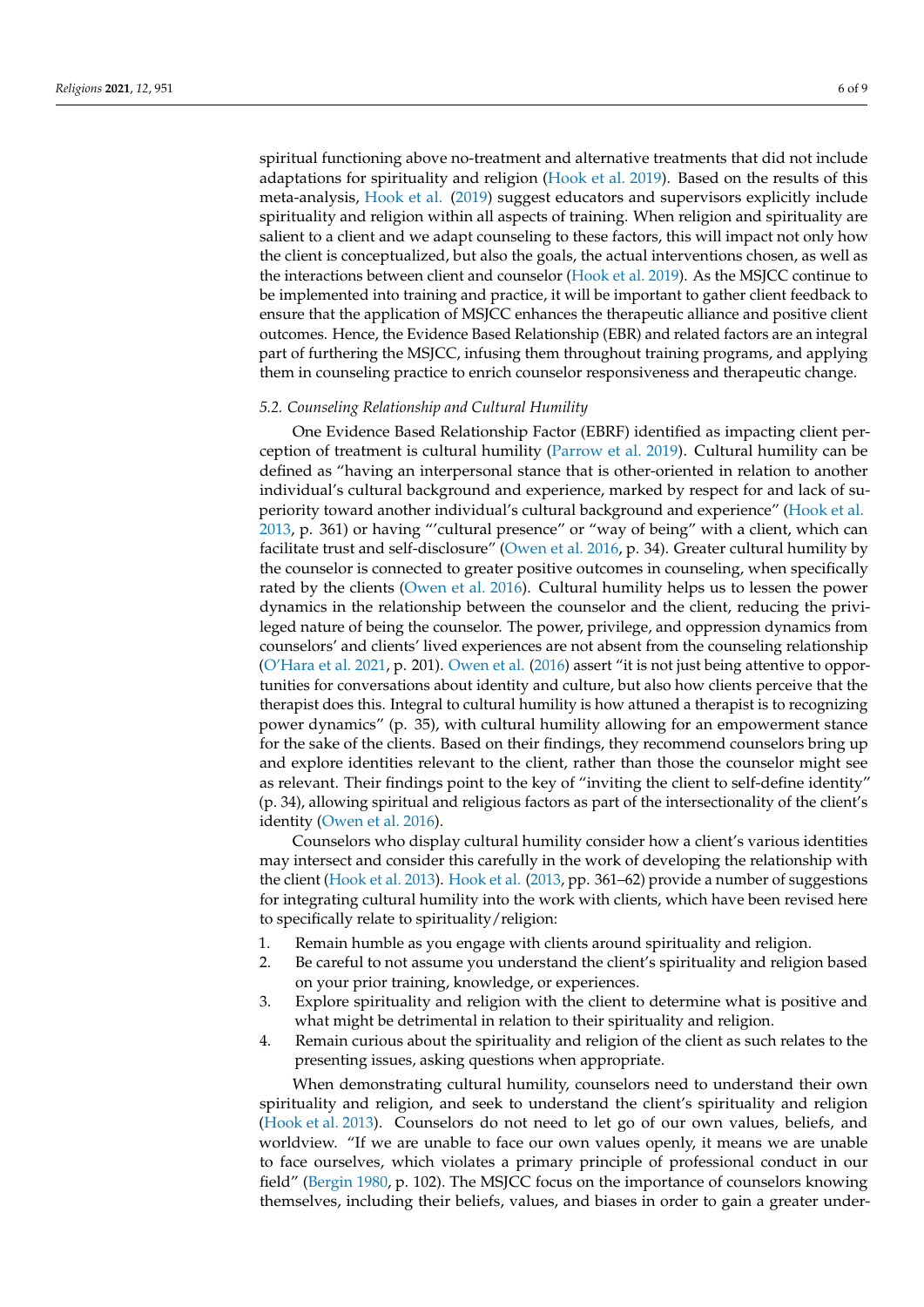spiritual functioning above no-treatment and alternative treatments that did not include adaptations for spirituality and religion (Hook et al. 2019). Based on the results of this meta-analysis, Hook et al. (2019) suggest educators and supervisors explicitly include spirituality and religion within all aspects of training. When religion and spirituality are salient to a client and we adapt counseling to these factors, this will impact not only how the client is conceptualized, but also the goals, the actual interventions chosen, as well as the interactions between client and counselor (Hook et al. 2019). As the MSJCC continue to be implemented into training and practice, it will be important to gather client feedback to ensure that the application of MSJCC enhances the therapeutic alliance and positive client outcomes. Hence, the Evidence Based Relationship (EBR) and related factors are an integral part of furthering the MSJCC, infusing them throughout training programs, and applying them in counseling practice to enrich counselor responsiveness and therapeutic change.

### *5.2. Counseling Relationship and Cultural Humility*

One Evidence Based Relationship Factor (EBRF) identified as impacting client perception of treatment is cultural humility (Parrow et al. 2019). Cultural humility can be defined as "having an interpersonal stance that is other-oriented in relation to another individual's cultural background and experience, marked by respect for and lack of superiority toward another individual's cultural background and experience" (Hook et al. 2013, p. 361) or having "'cultural presence" or "way of being" with a client, which can facilitate trust and self-disclosure" (Owen et al. 2016, p. 34). Greater cultural humility by the counselor is connected to greater positive outcomes in counseling, when specifically rated by the clients (Owen et al. 2016). Cultural humility helps us to lessen the power dynamics in the relationship between the counselor and the client, reducing the privileged nature of being the counselor. The power, privilege, and oppression dynamics from counselors' and clients' lived experiences are not absent from the counseling relationship (O'Hara et al. 2021, p. 201). Owen et al. (2016) assert "it is not just being attentive to opportunities for conversations about identity and culture, but also how clients perceive that the therapist does this. Integral to cultural humility is how attuned a therapist is to recognizing power dynamics" (p. 35), with cultural humility allowing for an empowerment stance for the sake of the clients. Based on their findings, they recommend counselors bring up and explore identities relevant to the client, rather than those the counselor might see as relevant. Their findings point to the key of "inviting the client to self-define identity" (p. 34), allowing spiritual and religious factors as part of the intersectionality of the client's identity (Owen et al. 2016).

Counselors who display cultural humility consider how a client's various identities may intersect and consider this carefully in the work of developing the relationship with the client (Hook et al. 2013). Hook et al. (2013, pp. 361–62) provide a number of suggestions for integrating cultural humility into the work with clients, which have been revised here to specifically relate to spirituality/religion:

1. Remain humble as you engage with clients around spirituality and religion.
2. Be careful to not assume you understand the client's spirituality and religion based on your prior training, knowledge, or experiences.
3. Explore spirituality and religion with the client to determine what is positive and what might be detrimental in relation to their spirituality and religion.
4. Remain curious about the spirituality and religion of the client as such relates to the presenting issues, asking questions when appropriate.

When demonstrating cultural humility, counselors need to understand their own spirituality and religion, and seek to understand the client's spirituality and religion (Hook et al. 2013). Counselors do not need to let go of our own values, beliefs, and worldview. "If we are unable to face our own values openly, it means we are unable to face ourselves, which violates a primary principle of professional conduct in our field" (Bergin 1980, p. 102). The MSJCC focus on the importance of counselors knowing themselves, including their beliefs, values, and biases in order to gain a greater under-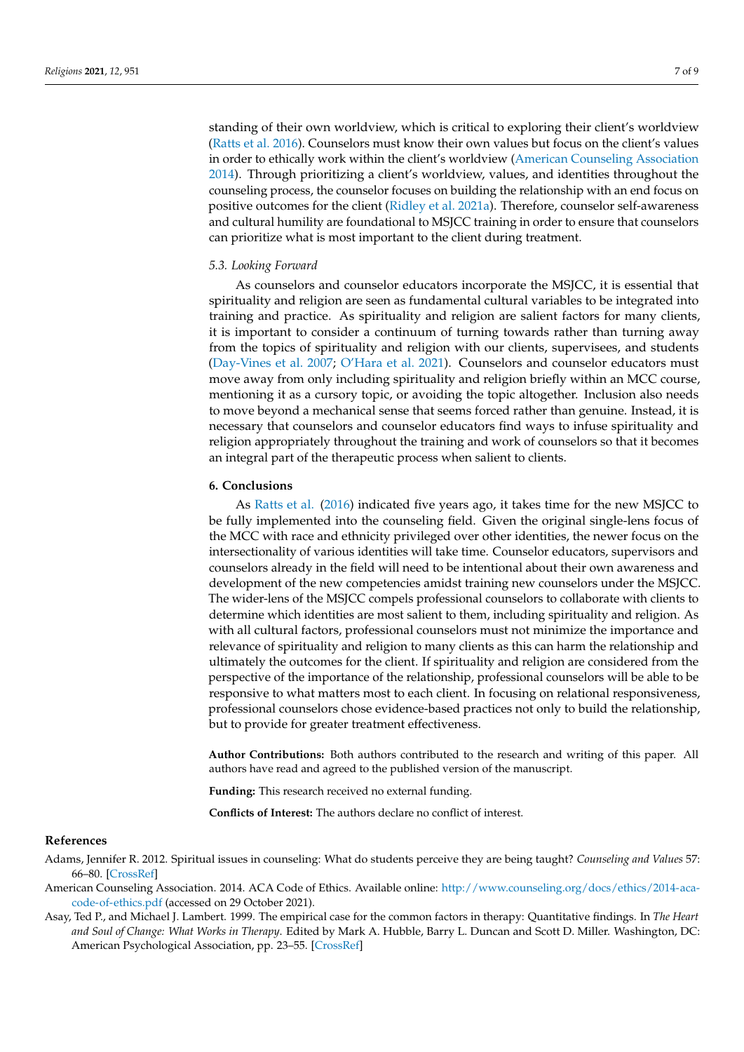standing of their own worldview, which is critical to exploring their client's worldview (Ratts et al. 2016). Counselors must know their own values but focus on the client's values in order to ethically work within the client's worldview (American Counseling Association 2014). Through prioritizing a client's worldview, values, and identities throughout the counseling process, the counselor focuses on building the relationship with an end focus on positive outcomes for the client (Ridley et al. 2021a). Therefore, counselor self-awareness and cultural humility are foundational to MSJCC training in order to ensure that counselors can prioritize what is most important to the client during treatment.

### 5.3. Looking Forward

As counselors and counselor educators incorporate the MSJCC, it is essential that spirituality and religion are seen as fundamental cultural variables to be integrated into training and practice. As spirituality and religion are salient factors for many clients, it is important to consider a continuum of turning towards rather than turning away from the topics of spirituality and religion with our clients, supervisees, and students (Day-Vines et al. 2007; O'Hara et al. 2021). Counselors and counselor educators must move away from only including spirituality and religion briefly within an MCC course, mentioning it as a cursory topic, or avoiding the topic altogether. Inclusion also needs to move beyond a mechanical sense that seems forced rather than genuine. Instead, it is necessary that counselors and counselor educators find ways to infuse spirituality and religion appropriately throughout the training and work of counselors so that it becomes an integral part of the therapeutic process when salient to clients.

## 6. Conclusions

As Ratts et al. (2016) indicated five years ago, it takes time for the new MSJCC to be fully implemented into the counseling field. Given the original single-lens focus of the MCC with race and ethnicity privileged over other identities, the newer focus on the intersectionality of various identities will take time. Counselor educators, supervisors and counselors already in the field will need to be intentional about their own awareness and development of the new competencies amidst training new counselors under the MSJCC. The wider-lens of the MSJCC compels professional counselors to collaborate with clients to determine which identities are most salient to them, including spirituality and religion. As with all cultural factors, professional counselors must not minimize the importance and relevance of spirituality and religion to many clients as this can harm the relationship and ultimately the outcomes for the client. If spirituality and religion are considered from the perspective of the importance of the relationship, professional counselors will be able to be responsive to what matters most to each client. In focusing on relational responsiveness, professional counselors chose evidence-based practices not only to build the relationship, but to provide for greater treatment effectiveness.

**Author Contributions:** Both authors contributed to the research and writing of this paper. All authors have read and agreed to the published version of the manuscript.

**Funding:** This research received no external funding.

**Conflicts of Interest:** The authors declare no conflict of interest.

## References

Adams, Jennifer R. 2012. Spiritual issues in counseling: What do students perceive they are being taught? *Counseling and Values* 57: 66–80. [CrossRef]

American Counseling Association. 2014. ACA Code of Ethics. Available online: http://www.counseling.org/docs/ethics/2014-aca-code-of-ethics.pdf (accessed on 29 October 2021).

Asay, Ted P., and Michael J. Lambert. 1999. The empirical case for the common factors in therapy: Quantitative findings. In *The Heart and Soul of Change: What Works in Therapy*. Edited by Mark A. Hubble, Barry L. Duncan and Scott D. Miller. Washington, DC: American Psychological Association, pp. 23–55. [CrossRef]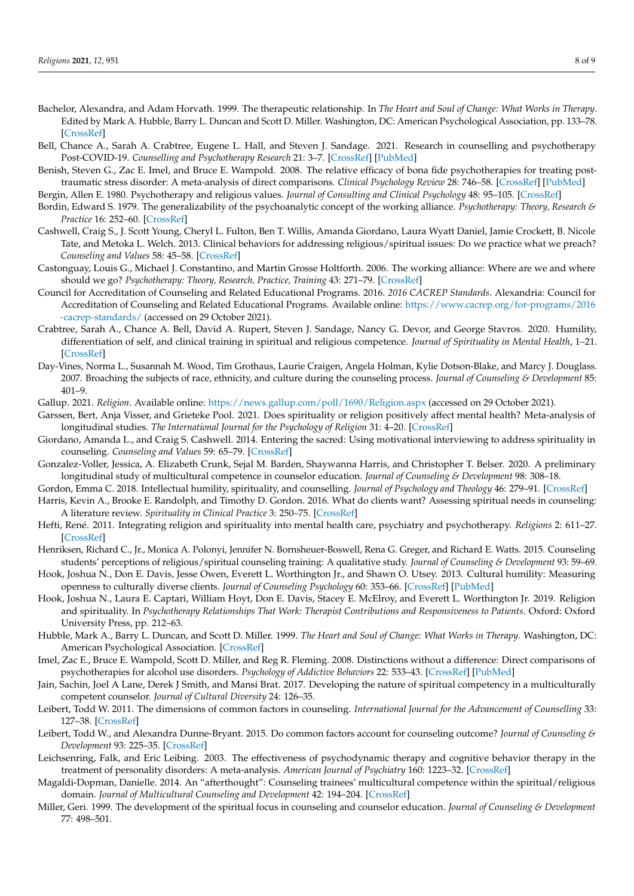Bachelor, Alexandra, and Adam Horvath. 1999. The therapeutic relationship. In *The Heart and Soul of Change: What Works in Therapy*. Edited by Mark A. Hubble, Barry L. Duncan and Scott D. Miller. Washington, DC: American Psychological Association, pp. 133–78. [CrossRef]

Bell, Chance A., Sarah A. Crabtree, Eugene L. Hall, and Steven J. Sandage. 2021. Research in counselling and psychotherapy Post-COVID-19. *Counselling and Psychotherapy Research* 21: 3–7. [CrossRef] [PubMed]

Benish, Steven G., Zac E. Imel, and Bruce E. Wampold. 2008. The relative efficacy of bona fide psychotherapies for treating post-traumatic stress disorder: A meta-analysis of direct comparisons. *Clinical Psychology Review* 28: 746–58. [CrossRef] [PubMed]

Bergin, Allen E. 1980. Psychotherapy and religious values. *Journal of Consulting and Clinical Psychology* 48: 95–105. [CrossRef]

Bordin, Edward S. 1979. The generalizability of the psychoanalytic concept of the working alliance. *Psychotherapy: Theory, Research & Practice* 16: 252–60. [CrossRef]

Cashwell, Craig S., J. Scott Young, Cheryl L. Fulton, Ben T. Willis, Amanda Giordano, Laura Wyatt Daniel, Jamie Crockett, B. Nicole Tate, and Metoka L. Welch. 2013. Clinical behaviors for addressing religious/spiritual issues: Do we practice what we preach? *Counseling and Values* 58: 45–58. [CrossRef]

Castonguay, Louis G., Michael J. Constantino, and Martin Grosse Holtforth. 2006. The working alliance: Where are we and where should we go? *Psychotherapy: Theory, Research, Practice, Training* 43: 271–79. [CrossRef]

Council for Accreditation of Counseling and Related Educational Programs. 2016. *2016 CACREP Standards*. Alexandria: Council for Accreditation of Counseling and Related Educational Programs. Available online: https://www.cacrep.org/for-programs/2016-cacrep-standards/ (accessed on 29 October 2021).

Crabtree, Sarah A., Chance A. Bell, David A. Rupert, Steven J. Sandage, Nancy G. Devor, and George Stavros. 2020. Humility, differentiation of self, and clinical training in spiritual and religious competence. *Journal of Spirituality in Mental Health*, 1–21. [CrossRef]

Day-Vines, Norma L., Susannah M. Wood, Tim Grothaus, Laurie Craigen, Angela Holman, Kylie Dotson-Blake, and Marcy J. Douglass. 2007. Broaching the subjects of race, ethnicity, and culture during the counseling process. *Journal of Counseling & Development* 85: 401–9.

Gallup. 2021. *Religion*. Available online: https://news.gallup.com/poll/1690/Religion.aspx (accessed on 29 October 2021).

Garssen, Bert, Anja Visser, and Grieteke Pool. 2021. Does spirituality or religion positively affect mental health? Meta-analysis of longitudinal studies. *The International Journal for the Psychology of Religion* 31: 4–20. [CrossRef]

Giordano, Amanda L., and Craig S. Cashwell. 2014. Entering the sacred: Using motivational interviewing to address spirituality in counseling. *Counseling and Values* 59: 65–79. [CrossRef]

Gonzalez-Voller, Jessica, A. Elizabeth Crunk, Sejal M. Barden, Shaywanna Harris, and Christopher T. Belser. 2020. A preliminary longitudinal study of multicultural competence in counselor education. *Journal of Counseling & Development* 98: 308–18.

Gordon, Emma C. 2018. Intellectual humility, spirituality, and counselling. *Journal of Psychology and Theology* 46: 279–91. [CrossRef]

Harris, Kevin A., Brooke E. Randolph, and Timothy D. Gordon. 2016. What do clients want? Assessing spiritual needs in counseling: A literature review. *Spirituality in Clinical Practice* 3: 250–75. [CrossRef]

Hefti, René. 2011. Integrating religion and spirituality into mental health care, psychiatry and psychotherapy. *Religions* 2: 611–27. [CrossRef]

Henriksen, Richard C., Jr., Monica A. Polonyi, Jennifer N. Bornsheuer-Boswell, Rena G. Greger, and Richard E. Watts. 2015. Counseling students' perceptions of religious/spiritual counseling training: A qualitative study. *Journal of Counseling & Development* 93: 59–69.

Hook, Joshua N., Don E. Davis, Jesse Owen, Everett L. Worthington Jr., and Shawn O. Utsey. 2013. Cultural humility: Measuring openness to culturally diverse clients. *Journal of Counseling Psychology* 60: 353–66. [CrossRef] [PubMed]

Hook, Joshua N., Laura E. Captari, William Hoyt, Don E. Davis, Stacey E. McElroy, and Everett L. Worthington Jr. 2019. Religion and spirituality. In *Psychotherapy Relationships That Work: Therapist Contributions and Responsiveness to Patients*. Oxford: Oxford University Press, pp. 212–63.

Hubble, Mark A., Barry L. Duncan, and Scott D. Miller. 1999. *The Heart and Soul of Change: What Works in Therapy*. Washington, DC: American Psychological Association. [CrossRef]

Imel, Zac E., Bruce E. Wampold, Scott D. Miller, and Reg R. Fleming. 2008. Distinctions without a difference: Direct comparisons of psychotherapies for alcohol use disorders. *Psychology of Addictive Behaviors* 22: 533–43. [CrossRef] [PubMed]

Jain, Sachin, Joel A Lane, Derek J Smith, and Mansi Brat. 2017. Developing the nature of spiritual competency in a multiculturally competent counselor. *Journal of Cultural Diversity* 24: 126–35.

Leibert, Todd W. 2011. The dimensions of common factors in counseling. *International Journal for the Advancement of Counselling* 33: 127–38. [CrossRef]

Leibert, Todd W., and Alexandra Dunne-Bryant. 2015. Do common factors account for counseling outcome? *Journal of Counseling & Development* 93: 225–35. [CrossRef]

Leichsenring, Falk, and Eric Leibing. 2003. The effectiveness of psychodynamic therapy and cognitive behavior therapy in the treatment of personality disorders: A meta-analysis. *American Journal of Psychiatry* 160: 1223–32. [CrossRef]

Magaldi-Dopman, Danielle. 2014. An "afterthought": Counseling trainees' multicultural competence within the spiritual/religious domain. *Journal of Multicultural Counseling and Development* 42: 194–204. [CrossRef]

Miller, Geri. 1999. The development of the spiritual focus in counseling and counselor education. *Journal of Counseling & Development* 77: 498–501.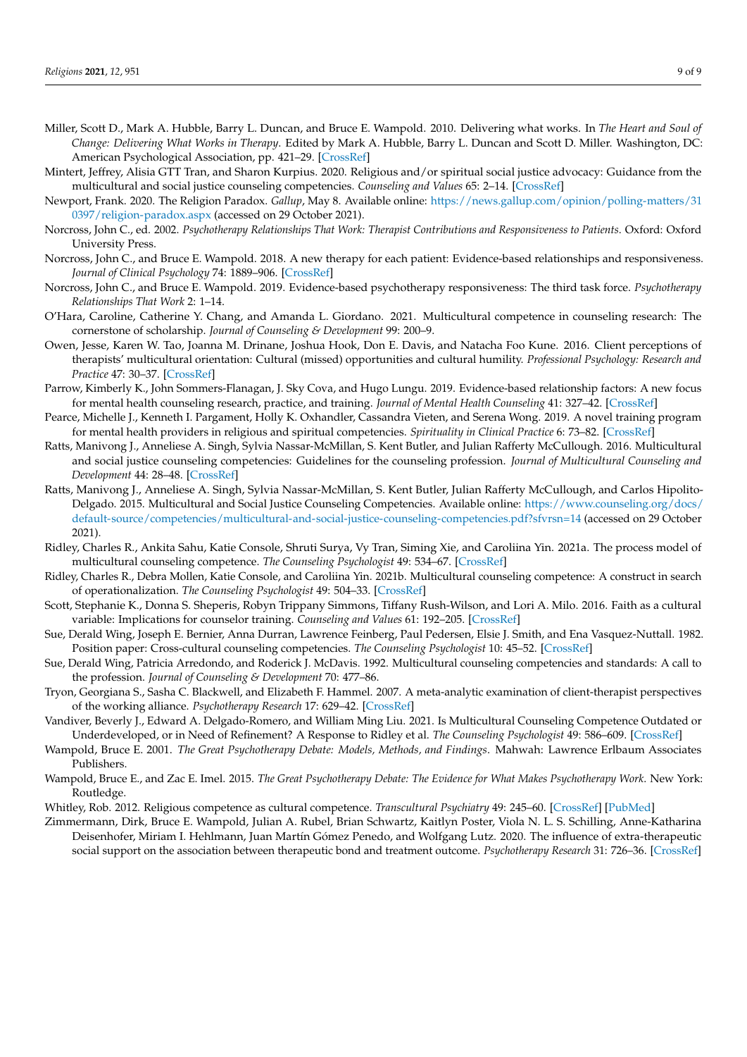Miller, Scott D., Mark A. Hubble, Barry L. Duncan, and Bruce E. Wampold. 2010. Delivering what works. In *The Heart and Soul of Change: Delivering What Works in Therapy*. Edited by Mark A. Hubble, Barry L. Duncan and Scott D. Miller. Washington, DC: American Psychological Association, pp. 421–29. [CrossRef]

Mintert, Jeffrey, Alisia GTT Tran, and Sharon Kurpius. 2020. Religious and/or spiritual social justice advocacy: Guidance from the multicultural and social justice counseling competencies. *Counseling and Values* 65: 2–14. [CrossRef]

Newport, Frank. 2020. The Religion Paradox. *Gallup*, May 8. Available online: https://news.gallup.com/opinion/polling-matters/310397/religion-paradox.aspx (accessed on 29 October 2021).

Norcross, John C., ed. 2002. *Psychotherapy Relationships That Work: Therapist Contributions and Responsiveness to Patients*. Oxford: Oxford University Press.

Norcross, John C., and Bruce E. Wampold. 2018. A new therapy for each patient: Evidence-based relationships and responsiveness. *Journal of Clinical Psychology* 74: 1889–906. [CrossRef]

Norcross, John C., and Bruce E. Wampold. 2019. Evidence-based psychotherapy responsiveness: The third task force. *Psychotherapy Relationships That Work* 2: 1–14.

O'Hara, Caroline, Catherine Y. Chang, and Amanda L. Giordano. 2021. Multicultural competence in counseling research: The cornerstone of scholarship. *Journal of Counseling & Development* 99: 200–9.

Owen, Jesse, Karen W. Tao, Joanna M. Drinane, Joshua Hook, Don E. Davis, and Natacha Foo Kune. 2016. Client perceptions of therapists' multicultural orientation: Cultural (missed) opportunities and cultural humility. *Professional Psychology: Research and Practice* 47: 30–37. [CrossRef]

Parrow, Kimberly K., John Sommers-Flanagan, J. Sky Cova, and Hugo Lungu. 2019. Evidence-based relationship factors: A new focus for mental health counseling research, practice, and training. *Journal of Mental Health Counseling* 41: 327–42. [CrossRef]

Pearce, Michelle J., Kenneth I. Pargament, Holly K. Oxhandler, Cassandra Vieten, and Serena Wong. 2019. A novel training program for mental health providers in religious and spiritual competencies. *Spirituality in Clinical Practice* 6: 73–82. [CrossRef]

Ratts, Manivong J., Anneliese A. Singh, Sylvia Nassar-McMillan, S. Kent Butler, and Julian Rafferty McCullough. 2016. Multicultural and social justice counseling competencies: Guidelines for the counseling profession. *Journal of Multicultural Counseling and Development* 44: 28–48. [CrossRef]

Ratts, Manivong J., Anneliese A. Singh, Sylvia Nassar-McMillan, S. Kent Butler, Julian Rafferty McCullough, and Carlos Hipolito-Delgado. 2015. Multicultural and Social Justice Counseling Competencies. Available online: https://www.counseling.org/docs/default-source/competencies/multicultural-and-social-justice-counseling-competencies.pdf?sfvrsn=14 (accessed on 29 October 2021).

Ridley, Charles R., Ankita Sahu, Katie Console, Shruti Surya, Vy Tran, Siming Xie, and Caroliina Yin. 2021a. The process model of multicultural counseling competence. *The Counseling Psychologist* 49: 534–67. [CrossRef]

Ridley, Charles R., Debra Mollen, Katie Console, and Caroliina Yin. 2021b. Multicultural counseling competence: A construct in search of operationalization. *The Counseling Psychologist* 49: 504–33. [CrossRef]

Scott, Stephanie K., Donna S. Sheperis, Robyn Trippany Simmons, Tiffany Rush-Wilson, and Lori A. Milo. 2016. Faith as a cultural variable: Implications for counselor training. *Counseling and Values* 61: 192–205. [CrossRef]

Sue, Derald Wing, Joseph E. Bernier, Anna Durran, Lawrence Feinberg, Paul Pedersen, Elsie J. Smith, and Ena Vasquez-Nuttall. 1982. Position paper: Cross-cultural counseling competencies. *The Counseling Psychologist* 10: 45–52. [CrossRef]

Sue, Derald Wing, Patricia Arredondo, and Roderick J. McDavis. 1992. Multicultural counseling competencies and standards: A call to the profession. *Journal of Counseling & Development* 70: 477–86.

Tryon, Georgiana S., Sasha C. Blackwell, and Elizabeth F. Hammel. 2007. A meta-analytic examination of client-therapist perspectives of the working alliance. *Psychotherapy Research* 17: 629–42. [CrossRef]

Vandiver, Beverly J., Edward A. Delgado-Romero, and William Ming Liu. 2021. Is Multicultural Counseling Competence Outdated or Underdeveloped, or in Need of Refinement? A Response to Ridley et al. *The Counseling Psychologist* 49: 586–609. [CrossRef]

Wampold, Bruce E. 2001. *The Great Psychotherapy Debate: Models, Methods, and Findings*. Mahwah: Lawrence Erlbaum Associates Publishers.

Wampold, Bruce E., and Zac E. Imel. 2015. *The Great Psychotherapy Debate: The Evidence for What Makes Psychotherapy Work*. New York: Routledge.

Whitley, Rob. 2012. Religious competence as cultural competence. *Transcultural Psychiatry* 49: 245–60. [CrossRef] [PubMed]

Zimmermann, Dirk, Bruce E. Wampold, Julian A. Rubel, Brian Schwartz, Kaitlyn Poster, Viola N. L. S. Schilling, Anne-Katharina Deisenhofer, Miriam I. Hehlmann, Juan Martín Gómez Penedo, and Wolfgang Lutz. 2020. The influence of extra-therapeutic social support on the association between therapeutic bond and treatment outcome. *Psychotherapy Research* 31: 726–36. [CrossRef]